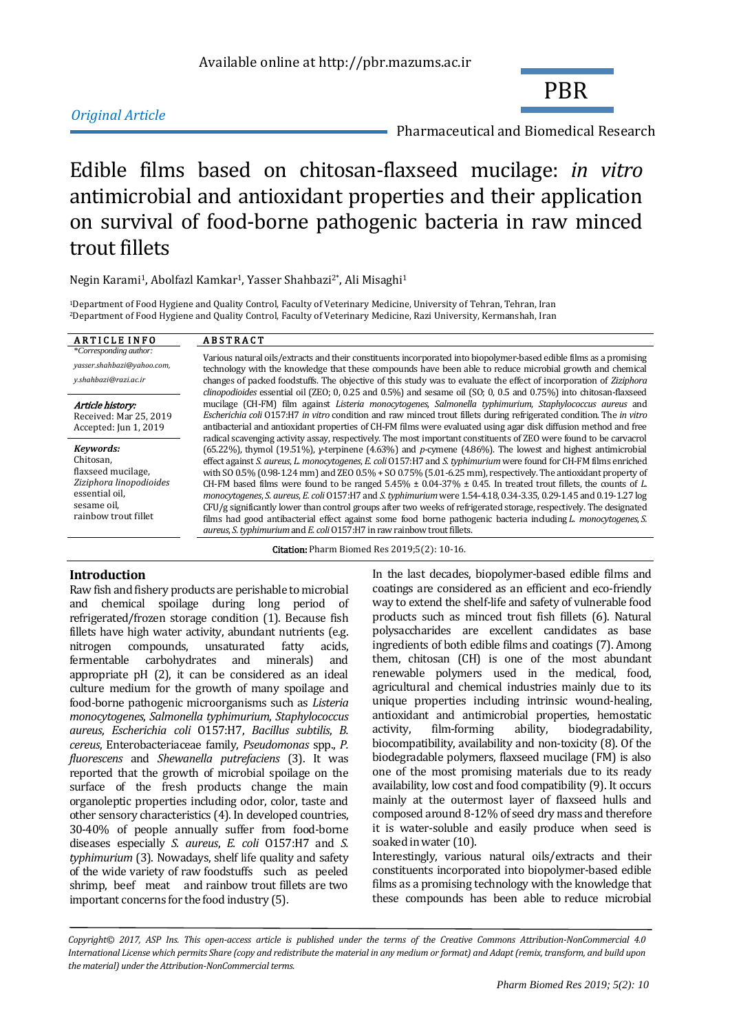Available online at http://pbr.mazums.ac.ir

*Original Article*

PBR

Pharmaceutical and Biomedical Research

# Edible films based on chitosan-flaxseed mucilage: *in vitro* antimicrobial and antioxidant properties and their application on survival of food-borne pathogenic bacteria in raw minced trout fillets

Negin Karami[1], Abolfazl Kamkar[1], Yasser Shahbazi[2*], Ali Misaghi[1]

[1]Department of Food Hygiene and Quality Control, Faculty of Veterinary Medicine, University of Tehran, Tehran, Iran
[2]Department of Food Hygiene and Quality Control, Faculty of Veterinary Medicine, Razi University, Kermanshah, Iran

**ARTICLE INFO**

*\*Corresponding author:*
*yasser.shahbazi@yahoo.com, y.shahbazi@razi.ac.ir*

***Article history:***
Received: Mar 25, 2019
Accepted: Jun 1, 2019

***Keywords:***
Chitosan,
flaxseed mucilage,
*Ziziphora linopodioides* essential oil,
sesame oil,
rainbow trout fillet

**ABSTRACT**

Various natural oils/extracts and their constituents incorporated into biopolymer-based edible films as a promising technology with the knowledge that these compounds have been able to reduce microbial growth and chemical changes of packed foodstuffs. The objective of this study was to evaluate the effect of incorporation of *Ziziphora clinopodioides* essential oil (ZEO; 0, 0.25 and 0.5%) and sesame oil (SO; 0, 0.5 and 0.75%) into chitosan-flaxseed mucilage (CH-FM) film against *Listeria monocytogenes*, *Salmonella typhimurium*, *Staphylococcus aureus* and *Escherichia coli* O157:H7 *in vitro* condition and raw minced trout fillets during refrigerated condition. The *in vitro* antibacterial and antioxidant properties of CH-FM films were evaluated using agar disk diffusion method and free radical scavenging activity assay, respectively. The most important constituents of ZEO were found to be carvacrol (65.22%), thymol (19.51%), γ-terpinene (4.63%) and *p*-cymene (4.86%). The lowest and highest antimicrobial effect against *S. aureus*, *L. monocytogenes*, *E. coli* O157:H7 and *S. typhimurium* were found for CH-FM films enriched with SO 0.5% (0.98-1.24 mm) and ZEO 0.5% + SO 0.75% (5.01-6.25 mm), respectively. The antioxidant property of CH-FM based films were found to be ranged 5.45% ± 0.04-37% ± 0.45. In treated trout fillets, the counts of *L. monocytogenes*, *S. aureus*, *E. coli* O157:H7 and *S. typhimurium* were 1.54-4.18, 0.34-3.35, 0.29-1.45 and 0.19-1.27 log CFU/g significantly lower than control groups after two weeks of refrigerated storage, respectively. The designated films had good antibacterial effect against some food borne pathogenic bacteria including *L. monocytogenes*, *S. aureus*, *S. typhimurium* and *E. coli* O157:H7 in raw rainbow trout fillets.

**Citation:** Pharm Biomed Res 2019;5(2): 10-16.

## Introduction

Raw fish and fishery products are perishable to microbial and chemical spoilage during long period of refrigerated/frozen storage condition (1). Because fish fillets have high water activity, abundant nutrients (e.g. nitrogen compounds, unsaturated fatty acids, fermentable carbohydrates and minerals) and appropriate pH (2), it can be considered as an ideal culture medium for the growth of many spoilage and food-borne pathogenic microorganisms such as *Listeria monocytogenes*, *Salmonella typhimurium*, *Staphylococcus aureus*, *Escherichia coli* O157:H7, *Bacillus subtilis*, *B. cereus*, Enterobacteriaceae family, *Pseudomonas* spp., *P. fluorescens* and *Shewanella putrefaciens* (3). It was reported that the growth of microbial spoilage on the surface of the fresh products change the main organoleptic properties including odor, color, taste and other sensory characteristics (4). In developed countries, 30-40% of people annually suffer from food-borne diseases especially *S. aureus*, *E. coli* O157:H7 and *S. typhimurium* (3). Nowadays, shelf life quality and safety of the wide variety of raw foodstuffs such as peeled shrimp, beef meat and rainbow trout fillets are two important concerns for the food industry (5).

In the last decades, biopolymer-based edible films and coatings are considered as an efficient and eco-friendly way to extend the shelf-life and safety of vulnerable food products such as minced trout fish fillets (6). Natural polysaccharides are excellent candidates as base ingredients of both edible films and coatings (7). Among them, chitosan (CH) is one of the most abundant renewable polymers used in the medical, food, agricultural and chemical industries mainly due to its unique properties including intrinsic wound-healing, antioxidant and antimicrobial properties, hemostatic activity, film-forming ability, biodegradability, biocompatibility, availability and non-toxicity (8). Of the biodegradable polymers, flaxseed mucilage (FM) is also one of the most promising materials due to its ready availability, low cost and food compatibility (9). It occurs mainly at the outermost layer of flaxseed hulls and composed around 8-12% of seed dry mass and therefore it is water-soluble and easily produce when seed is soaked in water (10).

Interestingly, various natural oils/extracts and their constituents incorporated into biopolymer-based edible films as a promising technology with the knowledge that these compounds has been able to reduce microbial

*Copyright© 2017, ASP Ins. This open-access article is published under the terms of the Creative Commons Attribution-NonCommercial 4.0 International License which permits Share (copy and redistribute the material in any medium or format) and Adapt (remix, transform, and build upon the material) under the Attribution-NonCommercial terms.*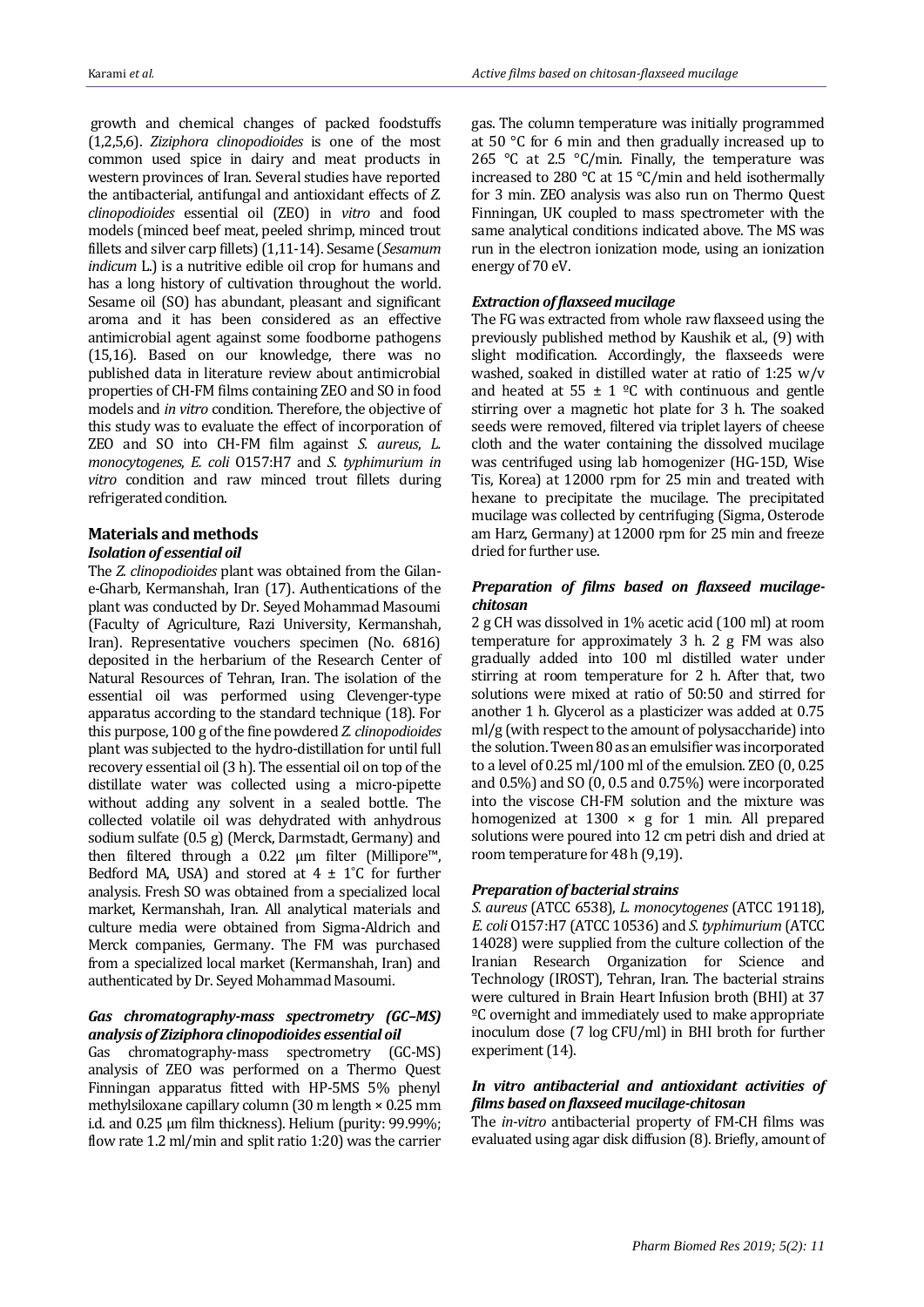growth and chemical changes of packed foodstuffs (1,2,5,6). *Ziziphora clinopodioides* is one of the most common used spice in dairy and meat products in western provinces of Iran. Several studies have reported the antibacterial, antifungal and antioxidant effects of *Z. clinopodioides* essential oil (ZEO) in *vitro* and food models (minced beef meat, peeled shrimp, minced trout fillets and silver carp fillets) (1,11-14). Sesame (*Sesamum indicum* L.) is a nutritive edible oil crop for humans and has a long history of cultivation throughout the world. Sesame oil (SO) has abundant, pleasant and significant aroma and it has been considered as an effective antimicrobial agent against some foodborne pathogens (15,16). Based on our knowledge, there was no published data in literature review about antimicrobial properties of CH-FM films containing ZEO and SO in food models and *in vitro* condition. Therefore, the objective of this study was to evaluate the effect of incorporation of ZEO and SO into CH-FM film against *S. aureus*, *L. monocytogenes*, *E. coli* O157:H7 and *S. typhimurium in vitro* condition and raw minced trout fillets during refrigerated condition.

## Materials and methods

### *Isolation of essential oil*

The *Z. clinopodioides* plant was obtained from the Gilan-e-Gharb, Kermanshah, Iran (17). Authentications of the plant was conducted by Dr. Seyed Mohammad Masoumi (Faculty of Agriculture, Razi University, Kermanshah, Iran). Representative vouchers specimen (No. 6816) deposited in the herbarium of the Research Center of Natural Resources of Tehran, Iran. The isolation of the essential oil was performed using Clevenger-type apparatus according to the standard technique (18). For this purpose, 100 g of the fine powdered *Z. clinopodioides* plant was subjected to the hydro-distillation for until full recovery essential oil (3 h). The essential oil on top of the distillate water was collected using a micro-pipette without adding any solvent in a sealed bottle. The collected volatile oil was dehydrated with anhydrous sodium sulfate (0.5 g) (Merck, Darmstadt, Germany) and then filtered through a 0.22 µm filter (Millipore™, Bedford MA, USA) and stored at 4 ± 1°C for further analysis. Fresh SO was obtained from a specialized local market, Kermanshah, Iran. All analytical materials and culture media were obtained from Sigma-Aldrich and Merck companies, Germany. The FM was purchased from a specialized local market (Kermanshah, Iran) and authenticated by Dr. Seyed Mohammad Masoumi.

### *Gas chromatography-mass spectrometry (GC–MS) analysis of Ziziphora clinopodioides essential oil*

Gas chromatography-mass spectrometry (GC-MS) analysis of ZEO was performed on a Thermo Quest Finningan apparatus fitted with HP-5MS 5% phenyl methylsiloxane capillary column (30 m length × 0.25 mm i.d. and 0.25 µm film thickness). Helium (purity: 99.99%; flow rate 1.2 ml/min and split ratio 1:20) was the carrier gas. The column temperature was initially programmed at 50 °C for 6 min and then gradually increased up to 265 °C at 2.5 °C/min. Finally, the temperature was increased to 280 °C at 15 °C/min and held isothermally for 3 min. ZEO analysis was also run on Thermo Quest Finningan, UK coupled to mass spectrometer with the same analytical conditions indicated above. The MS was run in the electron ionization mode, using an ionization energy of 70 eV.

### *Extraction of flaxseed mucilage*

The FG was extracted from whole raw flaxseed using the previously published method by Kaushik et al., (9) with slight modification. Accordingly, the flaxseeds were washed, soaked in distilled water at ratio of 1:25 w/v and heated at 55 ± 1 ºC with continuous and gentle stirring over a magnetic hot plate for 3 h. The soaked seeds were removed, filtered via triplet layers of cheese cloth and the water containing the dissolved mucilage was centrifuged using lab homogenizer (HG-15D, Wise Tis, Korea) at 12000 rpm for 25 min and treated with hexane to precipitate the mucilage. The precipitated mucilage was collected by centrifuging (Sigma, Osterode am Harz, Germany) at 12000 rpm for 25 min and freeze dried for further use.

### *Preparation of films based on flaxseed mucilage-chitosan*

2 g CH was dissolved in 1% acetic acid (100 ml) at room temperature for approximately 3 h. 2 g FM was also gradually added into 100 ml distilled water under stirring at room temperature for 2 h. After that, two solutions were mixed at ratio of 50:50 and stirred for another 1 h. Glycerol as a plasticizer was added at 0.75 ml/g (with respect to the amount of polysaccharide) into the solution. Tween 80 as an emulsifier was incorporated to a level of 0.25 ml/100 ml of the emulsion. ZEO (0, 0.25 and 0.5%) and SO (0, 0.5 and 0.75%) were incorporated into the viscose CH-FM solution and the mixture was homogenized at 1300 × g for 1 min. All prepared solutions were poured into 12 cm petri dish and dried at room temperature for 48 h (9,19).

### *Preparation of bacterial strains*

*S. aureus* (ATCC 6538), *L. monocytogenes* (ATCC 19118), *E. coli* O157:H7 (ATCC 10536) and *S. typhimurium* (ATCC 14028) were supplied from the culture collection of the Iranian Research Organization for Science and Technology (IROST), Tehran, Iran. The bacterial strains were cultured in Brain Heart Infusion broth (BHI) at 37 ºC overnight and immediately used to make appropriate inoculum dose (7 log CFU/ml) in BHI broth for further experiment (14).

### *In vitro antibacterial and antioxidant activities of films based on flaxseed mucilage-chitosan*

The *in-vitro* antibacterial property of FM-CH films was evaluated using agar disk diffusion (8). Briefly, amount of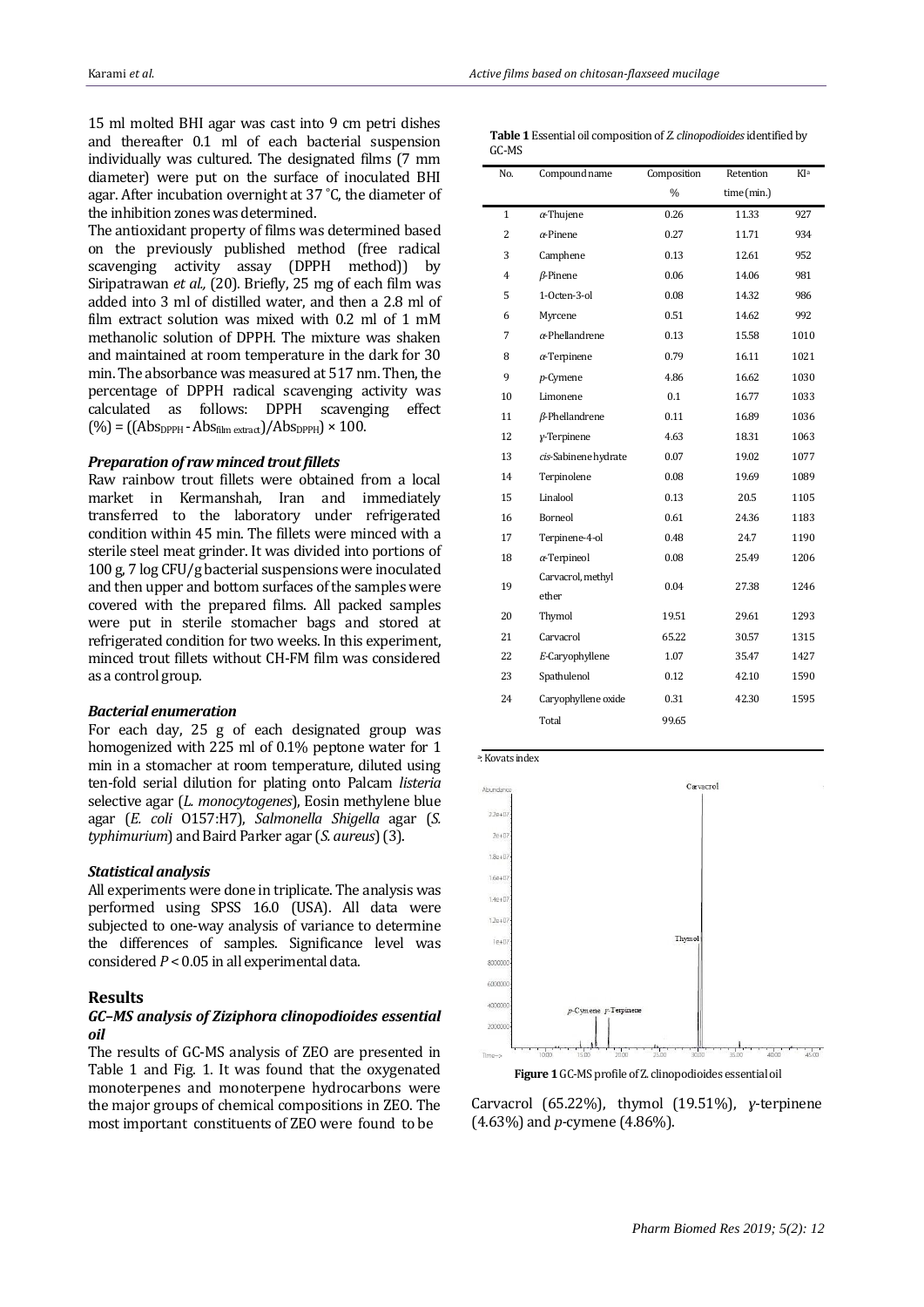15 ml molted BHI agar was cast into 9 cm petri dishes and thereafter 0.1 ml of each bacterial suspension individually was cultured. The designated films (7 mm diameter) were put on the surface of inoculated BHI agar. After incubation overnight at 37 ˚C, the diameter of the inhibition zones was determined.

The antioxidant property of films was determined based on the previously published method (free radical scavenging activity assay (DPPH method)) by Siripatrawan *et al.,* (20). Briefly, 25 mg of each film was added into 3 ml of distilled water, and then a 2.8 ml of film extract solution was mixed with 0.2 ml of 1 mM methanolic solution of DPPH. The mixture was shaken and maintained at room temperature in the dark for 30 min. The absorbance was measured at 517 nm. Then, the percentage of DPPH radical scavenging activity was calculated as follows: DPPH scavenging effect (%) = $((Abs_{DPPH} - Abs_{film\ extract})/Abs_{DPPH}) \times 100$.

### *Preparation of raw minced trout fillets*

Raw rainbow trout fillets were obtained from a local market in Kermanshah, Iran and immediately transferred to the laboratory under refrigerated condition within 45 min. The fillets were minced with a sterile steel meat grinder. It was divided into portions of 100 g, 7 log CFU/g bacterial suspensions were inoculated and then upper and bottom surfaces of the samples were covered with the prepared films. All packed samples were put in sterile stomacher bags and stored at refrigerated condition for two weeks. In this experiment, minced trout fillets without CH-FM film was considered as a control group.

### *Bacterial enumeration*

For each day, 25 g of each designated group was homogenized with 225 ml of 0.1% peptone water for 1 min in a stomacher at room temperature, diluted using ten-fold serial dilution for plating onto Palcam *listeria* selective agar (*L. monocytogenes*), Eosin methylene blue agar (*E. coli* O157:H7), *Salmonella Shigella* agar (*S. typhimurium*) and Baird Parker agar (*S. aureus*) (3).

### *Statistical analysis*

All experiments were done in triplicate. The analysis was performed using SPSS 16.0 (USA). All data were subjected to one-way analysis of variance to determine the differences of samples. Significance level was considered $P < 0.05$ in all experimental data.

## Results

### *GC–MS analysis of Ziziphora clinopodioides essential oil*

The results of GC-MS analysis of ZEO are presented in Table 1 and Fig. 1. It was found that the oxygenated monoterpenes and monoterpene hydrocarbons were the major groups of chemical compositions in ZEO. The most important constituents of ZEO were found to be Carvacrol (65.22%), thymol (19.51%), γ-terpinene (4.63%) and *p*-cymene (4.86%).

**Table 1** Essential oil composition of *Z. clinopodioides* identified by GC-MS

| No. | Compound name | Composition % | Retention time (min.) | KI[a] |
|---|---|---|---|---|
| 1 | *α*-Thujene | 0.26 | 11.33 | 927 |
| 2 | *α*-Pinene | 0.27 | 11.71 | 934 |
| 3 | Camphene | 0.13 | 12.61 | 952 |
| 4 | *β*-Pinene | 0.06 | 14.06 | 981 |
| 5 | 1-Octen-3-ol | 0.08 | 14.32 | 986 |
| 6 | Myrcene | 0.51 | 14.62 | 992 |
| 7 | *α*-Phellandrene | 0.13 | 15.58 | 1010 |
| 8 | *α*-Terpinene | 0.79 | 16.11 | 1021 |
| 9 | *p*-Cymene | 4.86 | 16.62 | 1030 |
| 10 | Limonene | 0.1 | 16.77 | 1033 |
| 11 | *β*-Phellandrene | 0.11 | 16.89 | 1036 |
| 12 | *γ*-Terpinene | 4.63 | 18.31 | 1063 |
| 13 | *cis*-Sabinene hydrate | 0.07 | 19.02 | 1077 |
| 14 | Terpinolene | 0.08 | 19.69 | 1089 |
| 15 | Linalool | 0.13 | 20.5 | 1105 |
| 16 | Borneol | 0.61 | 24.36 | 1183 |
| 17 | Terpinene-4-ol | 0.48 | 24.7 | 1190 |
| 18 | *α*-Terpineol | 0.08 | 25.49 | 1206 |
| 19 | Carvacrol, methyl ether | 0.04 | 27.38 | 1246 |
| 20 | Thymol | 19.51 | 29.61 | 1293 |
| 21 | Carvacrol | 65.22 | 30.57 | 1315 |
| 22 | *E*-Caryophyllene | 1.07 | 35.47 | 1427 |
| 23 | Spathulenol | 0.12 | 42.10 | 1590 |
| 24 | Caryophyllene oxide | 0.31 | 42.30 | 1595 |
| | Total | 99.65 | | |

[a]: Kovats index

**Figure 1** GC-MS profile of Z. clinopodioides essential oil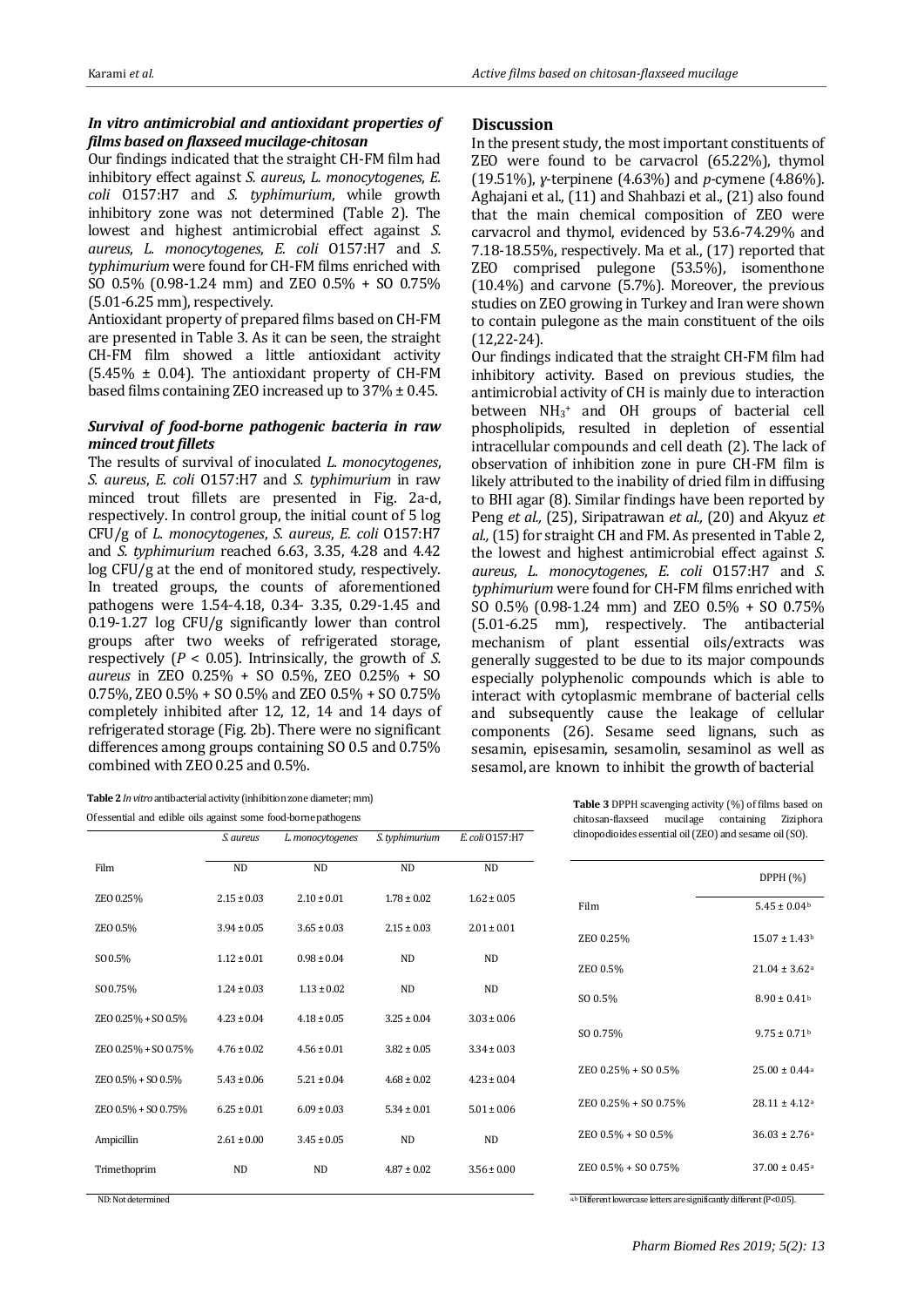### *In vitro antimicrobial and antioxidant properties of films based on flaxseed mucilage-chitosan*

Our findings indicated that the straight CH-FM film had inhibitory effect against *S. aureus*, *L. monocytogenes*, *E. coli* O157:H7 and *S. typhimurium*, while growth inhibitory zone was not determined (Table 2). The lowest and highest antimicrobial effect against *S. aureus*, *L. monocytogenes*, *E. coli* O157:H7 and *S. typhimurium* were found for CH-FM films enriched with SO 0.5% (0.98-1.24 mm) and ZEO 0.5% + SO 0.75% (5.01-6.25 mm), respectively.

Antioxidant property of prepared films based on CH-FM are presented in Table 3. As it can be seen, the straight CH-FM film showed a little antioxidant activity (5.45% ± 0.04). The antioxidant property of CH-FM based films containing ZEO increased up to 37% ± 0.45.

### *Survival of food-borne pathogenic bacteria in raw minced trout fillets*

The results of survival of inoculated *L. monocytogenes*, *S. aureus*, *E. coli* O157:H7 and *S. typhimurium* in raw minced trout fillets are presented in Fig. 2a-d, respectively. In control group, the initial count of 5 log CFU/g of *L. monocytogenes*, *S. aureus*, *E. coli* O157:H7 and *S. typhimurium* reached 6.63, 3.35, 4.28 and 4.42 log CFU/g at the end of monitored study, respectively. In treated groups, the counts of aforementioned pathogens were 1.54-4.18, 0.34- 3.35, 0.29-1.45 and 0.19-1.27 log CFU/g significantly lower than control groups after two weeks of refrigerated storage, respectively ($P < 0.05$). Intrinsically, the growth of *S. aureus* in ZEO 0.25% + SO 0.5%, ZEO 0.25% + SO 0.75%, ZEO 0.5% + SO 0.5% and ZEO 0.5% + SO 0.75% completely inhibited after 12, 12, 14 and 14 days of refrigerated storage (Fig. 2b). There were no significant differences among groups containing SO 0.5 and 0.75% combined with ZEO 0.25 and 0.5%.

## Discussion

In the present study, the most important constituents of ZEO were found to be carvacrol (65.22%), thymol (19.51%), *γ*-terpinene (4.63%) and *p*-cymene (4.86%). Aghajani et al., (11) and Shahbazi et al., (21) also found that the main chemical composition of ZEO were carvacrol and thymol, evidenced by 53.6-74.29% and 7.18-18.55%, respectively. Ma et al., (17) reported that ZEO comprised pulegone (53.5%), isomenthone (10.4%) and carvone (5.7%). Moreover, the previous studies on ZEO growing in Turkey and Iran were shown to contain pulegone as the main constituent of the oils (12,22-24).

Our findings indicated that the straight CH-FM film had inhibitory activity. Based on previous studies, the antimicrobial activity of CH is mainly due to interaction between $NH_3^+$ and OH groups of bacterial cell phospholipids, resulted in depletion of essential intracellular compounds and cell death (2). The lack of observation of inhibition zone in pure CH-FM film is likely attributed to the inability of dried film in diffusing to BHI agar (8). Similar findings have been reported by Peng *et al.,* (25), Siripatrawan *et al.,* (20) and Akyuz *et al.,* (15) for straight CH and FM. As presented in Table 2, the lowest and highest antimicrobial effect against *S. aureus*, *L. monocytogenes*, *E. coli* O157:H7 and *S. typhimurium* were found for CH-FM films enriched with SO 0.5% (0.98-1.24 mm) and ZEO 0.5% + SO 0.75% (5.01-6.25 mm), respectively. The antibacterial mechanism of plant essential oils/extracts was generally suggested to be due to its major compounds especially polyphenolic compounds which is able to interact with cytoplasmic membrane of bacterial cells and subsequently cause the leakage of cellular components (26). Sesame seed lignans, such as sesamin, episesamin, sesamolin, sesaminol as well as sesamol, are known to inhibit the growth of bacterial

**Table 2** *In vitro* antibacterial activity (inhibition zone diameter; mm) Of essential and edible oils against some food-borne pathogens

| | *S. aureus* | *L. monocytogenes* | *S. typhimurium* | *E. coli* O157:H7 |
|---|---|---|---|---|
| Film | ND | ND | ND | ND |
| ZEO 0.25% | 2.15 ± 0.03 | 2.10 ± 0.01 | 1.78 ± 0.02 | 1.62 ± 0.05 |
| ZEO 0.5% | 3.94 ± 0.05 | 3.65 ± 0.03 | 2.15 ± 0.03 | 2.01 ± 0.01 |
| SO 0.5% | 1.12 ± 0.01 | 0.98 ± 0.04 | ND | ND |
| SO 0.75% | 1.24 ± 0.03 | 1.13 ± 0.02 | ND | ND |
| ZEO 0.25% + SO 0.5% | 4.23 ± 0.04 | 4.18 ± 0.05 | 3.25 ± 0.04 | 3.03 ± 0.06 |
| ZEO 0.25% + SO 0.75% | 4.76 ± 0.02 | 4.56 ± 0.01 | 3.82 ± 0.05 | 3.34 ± 0.03 |
| ZEO 0.5% + SO 0.5% | 5.43 ± 0.06 | 5.21 ± 0.04 | 4.68 ± 0.02 | 4.23 ± 0.04 |
| ZEO 0.5% + SO 0.75% | 6.25 ± 0.01 | 6.09 ± 0.03 | 5.34 ± 0.01 | 5.01 ± 0.06 |
| Ampicillin | 2.61 ± 0.00 | 3.45 ± 0.05 | ND | ND |
| Trimethoprim | ND | ND | 4.87 ± 0.02 | 3.56 ± 0.00 |

ND: Not determined

**Table 3** DPPH scavenging activity (%) of films based on chitosan-flaxseed mucilage containing Ziziphora clinopodioides essential oil (ZEO) and sesame oil (SO).

| | DPPH (%) |
|---|---|
| Film | 5.45 ± 0.04$^{b}$ |
| ZEO 0.25% | 15.07 ± 1.43$^{b}$ |
| ZEO 0.5% | 21.04 ± 3.62$^{a}$ |
| SO 0.5% | 8.90 ± 0.41$^{b}$ |
| SO 0.75% | 9.75 ± 0.71$^{b}$ |
| ZEO 0.25% + SO 0.5% | 25.00 ± 0.44$^{a}$ |
| ZEO 0.25% + SO 0.75% | 28.11 ± 4.12$^{a}$ |
| ZEO 0.5% + SO 0.5% | 36.03 ± 2.76$^{a}$ |
| ZEO 0.5% + SO 0.75% | 37.00 ± 0.45$^{a}$ |

$^{a,b}$ Different lowercase letters are significantly different ($P<0.05$).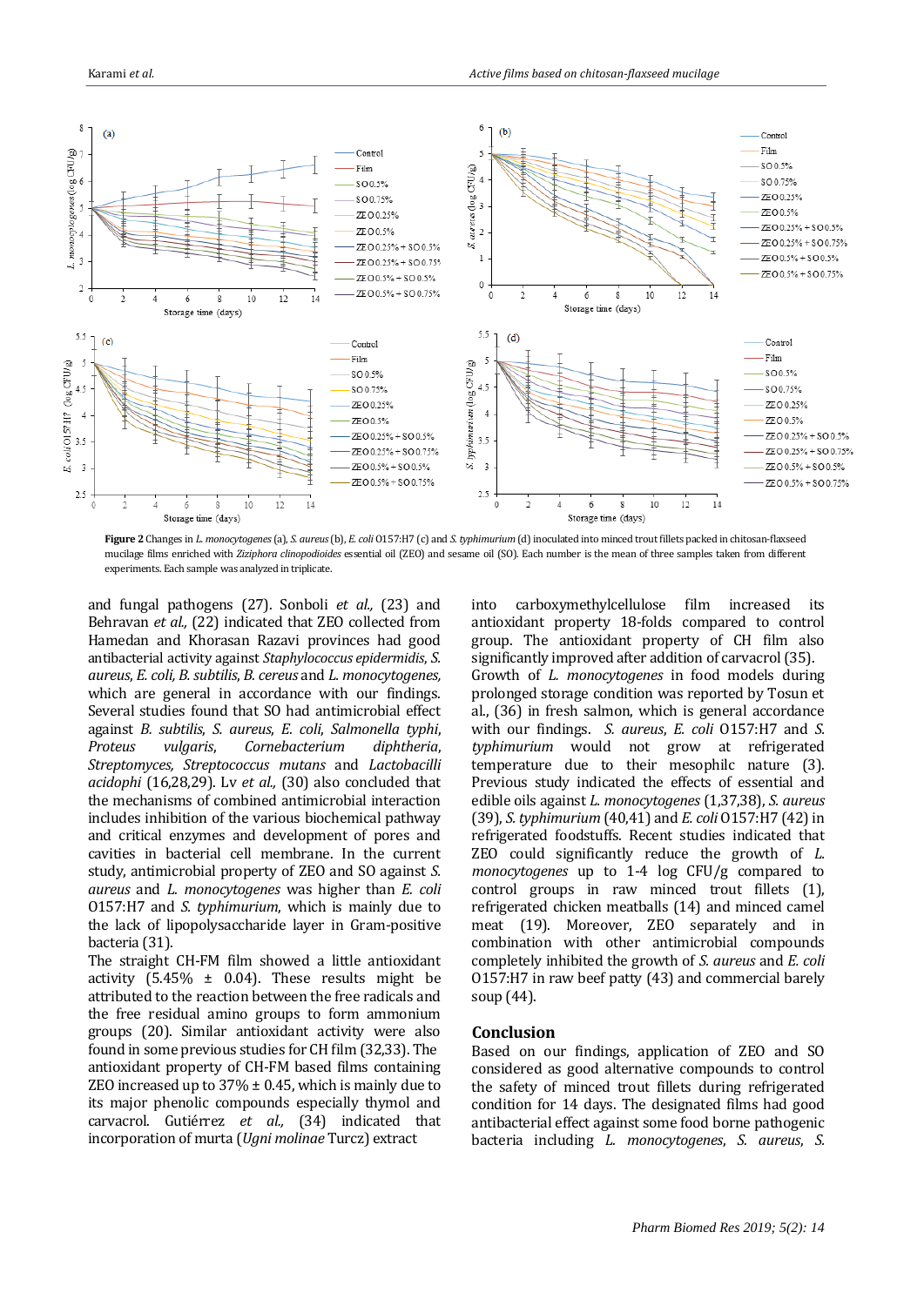**Figure 2** Changes in *L. monocytogenes* (a), *S. aureus* (b), *E. coli* O157:H7 (c) and *S. typhimurium* (d) inoculated into minced trout fillets packed in chitosan-flaxseed mucilage films enriched with *Ziziphora clinopodioides* essential oil (ZEO) and sesame oil (SO). Each number is the mean of three samples taken from different experiments. Each sample was analyzed in triplicate.

and fungal pathogens (27). Sonboli *et al.,* (23) and Behravan *et al.,* (22) indicated that ZEO collected from Hamedan and Khorasan Razavi provinces had good antibacterial activity against *Staphylococcus epidermidis*, *S. aureus*, *E. coli*, *B. subtilis*, *B. cereus* and *L. monocytogenes*, which are general in accordance with our findings. Several studies found that SO had antimicrobial effect against *B. subtilis*, *S. aureus*, *E. coli*, *Salmonella typhi*, *Proteus vulgaris*, *Cornebacterium diphtheria*, *Streptomyces*, *Streptococcus mutans* and *Lactobacilli acidophi* (16,28,29). Lv *et al.,* (30) also concluded that the mechanisms of combined antimicrobial interaction includes inhibition of the various biochemical pathway and critical enzymes and development of pores and cavities in bacterial cell membrane. In the current study, antimicrobial property of ZEO and SO against *S. aureus* and *L. monocytogenes* was higher than *E. coli* O157:H7 and *S. typhimurium*, which is mainly due to the lack of lipopolysaccharide layer in Gram-positive bacteria (31).

The straight CH-FM film showed a little antioxidant activity (5.45% ± 0.04). These results might be attributed to the reaction between the free radicals and the free residual amino groups to form ammonium groups (20). Similar antioxidant activity were also found in some previous studies for CH film (32,33). The antioxidant property of CH-FM based films containing ZEO increased up to 37% ± 0.45, which is mainly due to its major phenolic compounds especially thymol and carvacrol. Gutiérrez *et al.,* (34) indicated that incorporation of murta (*Ugni molinae* Turcz) extract into carboxymethylcellulose film increased its antioxidant property 18-folds compared to control group. The antioxidant property of CH film also significantly improved after addition of carvacrol (35).

Growth of *L. monocytogenes* in food models during prolonged storage condition was reported by Tosun et al., (36) in fresh salmon, which is general accordance with our findings. *S. aureus*, *E. coli* O157:H7 and *S. typhimurium* would not grow at refrigerated temperature due to their mesophilc nature (3). Previous study indicated the effects of essential and edible oils against *L. monocytogenes* (1,37,38), *S. aureus* (39), *S. typhimurium* (40,41) and *E. coli* O157:H7 (42) in refrigerated foodstuffs. Recent studies indicated that ZEO could significantly reduce the growth of *L. monocytogenes* up to 1-4 log CFU/g compared to control groups in raw minced trout fillets (1), refrigerated chicken meatballs (14) and minced camel meat (19). Moreover, ZEO separately and in combination with other antimicrobial compounds completely inhibited the growth of *S. aureus* and *E. coli* O157:H7 in raw beef patty (43) and commercial barely soup (44).

## Conclusion

Based on our findings, application of ZEO and SO considered as good alternative compounds to control the safety of minced trout fillets during refrigerated condition for 14 days. The designated films had good antibacterial effect against some food borne pathogenic bacteria including *L. monocytogenes*, *S. aureus*, *S.*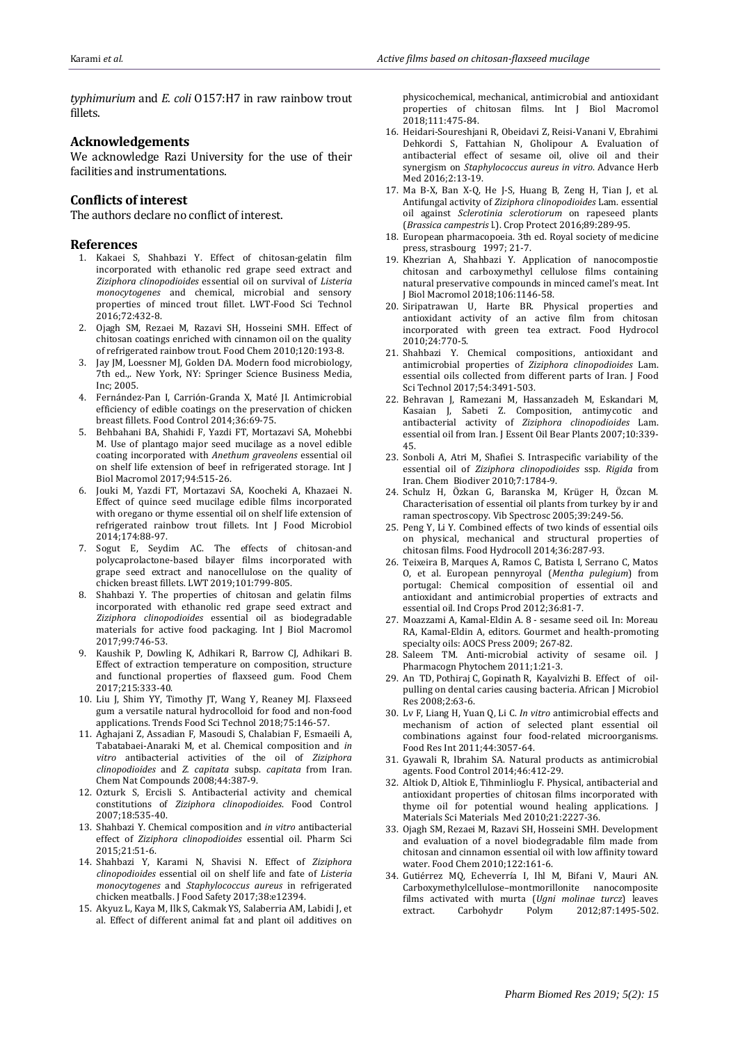*typhimurium* and *E. coli* O157:H7 in raw rainbow trout fillets.

## Acknowledgements

We acknowledge Razi University for the use of their facilities and instrumentations.

## Conflicts of interest

The authors declare no conflict of interest.

## References

1. Kakaei S, Shahbazi Y. Effect of chitosan-gelatin film incorporated with ethanolic red grape seed extract and *Ziziphora clinopodioides* essential oil on survival of *Listeria monocytogenes* and chemical, microbial and sensory properties of minced trout fillet. LWT-Food Sci Technol 2016;72:432-8.
2. Ojagh SM, Rezaei M, Razavi SH, Hosseini SMH. Effect of chitosan coatings enriched with cinnamon oil on the quality of refrigerated rainbow trout. Food Chem 2010;120:193-8.
3. Jay JM, Loessner MJ, Golden DA. Modern food microbiology, 7th ed.,. New York, NY: Springer Science Business Media, Inc; 2005.
4. Fernández-Pan I, Carrión-Granda X, Maté JI. Antimicrobial efficiency of edible coatings on the preservation of chicken breast fillets. Food Control 2014;36:69-75.
5. Behbahani BA, Shahidi F, Yazdi FT, Mortazavi SA, Mohebbi M. Use of plantago major seed mucilage as a novel edible coating incorporated with *Anethum graveolens* essential oil on shelf life extension of beef in refrigerated storage. Int J Biol Macromol 2017;94:515-26.
6. Jouki M, Yazdi FT, Mortazavi SA, Koocheki A, Khazaei N. Effect of quince seed mucilage edible films incorporated with oregano or thyme essential oil on shelf life extension of refrigerated rainbow trout fillets. Int J Food Microbiol 2014;174:88-97.
7. Sogut E, Seydim AC. The effects of chitosan-and polycaprolactone-based bilayer films incorporated with grape seed extract and nanocellulose on the quality of chicken breast fillets. LWT 2019;101:799-805.
8. Shahbazi Y. The properties of chitosan and gelatin films incorporated with ethanolic red grape seed extract and *Ziziphora clinopodioides* essential oil as biodegradable materials for active food packaging. Int J Biol Macromol 2017;99:746-53.
9. Kaushik P, Dowling K, Adhikari R, Barrow CJ, Adhikari B. Effect of extraction temperature on composition, structure and functional properties of flaxseed gum. Food Chem 2017;215:333-40.
10. Liu J, Shim YY, Timothy JT, Wang Y, Reaney MJ. Flaxseed gum a versatile natural hydrocolloid for food and non-food applications. Trends Food Sci Technol 2018;75:146-57.
11. Aghajani Z, Assadian F, Masoudi S, Chalabian F, Esmaeili A, Tabatabaei-Anaraki M, et al. Chemical composition and *in vitro* antibacterial activities of the oil of *Ziziphora clinopodioides* and *Z. capitata* subsp. *capitata* from Iran. Chem Nat Compounds 2008;44:387-9.
12. Ozturk S, Ercisli S. Antibacterial activity and chemical constitutions of *Ziziphora clinopodioides*. Food Control 2007;18:535-40.
13. Shahbazi Y. Chemical composition and *in vitro* antibacterial effect of *Ziziphora clinopodioides* essential oil. Pharm Sci 2015;21:51-6.
14. Shahbazi Y, Karami N, Shavisi N. Effect of *Ziziphora clinopodioides* essential oil on shelf life and fate of *Listeria monocytogenes* and *Staphylococcus aureus* in refrigerated chicken meatballs. J Food Safety 2017;38:e12394.
15. Akyuz L, Kaya M, Ilk S, Cakmak YS, Salaberria AM, Labidi J, et al. Effect of different animal fat and plant oil additives on physicochemical, mechanical, antimicrobial and antioxidant properties of chitosan films. Int J Biol Macromol 2018;111:475-84.
16. Heidari-Soureshjani R, Obeidavi Z, Reisi-Vanani V, Ebrahimi Dehkordi S, Fattahian N, Gholipour A. Evaluation of antibacterial effect of sesame oil, olive oil and their synergism on *Staphylococcus aureus in vitro*. Advance Herb Med 2016;2:13-19.
17. Ma B-X, Ban X-Q, He J-S, Huang B, Zeng H, Tian J, et al. Antifungal activity of *Ziziphora clinopodioides* Lam. essential oil against *Sclerotinia sclerotiorum* on rapeseed plants (*Brassica campestris* l.). Crop Protect 2016;89:289-95.
18. European pharmacopoeia. 3th ed. Royal society of medicine press, strasbourg 1997; 21-7.
19. Khezrian A, Shahbazi Y. Application of nanocompostie chitosan and carboxymethyl cellulose films containing natural preservative compounds in minced camel's meat. Int J Biol Macromol 2018;106:1146-58.
20. Siripatrawan U, Harte BR. Physical properties and antioxidant activity of an active film from chitosan incorporated with green tea extract. Food Hydrocol 2010;24:770-5.
21. Shahbazi Y. Chemical compositions, antioxidant and antimicrobial properties of *Ziziphora clinopodioides* Lam. essential oils collected from different parts of Iran. J Food Sci Technol 2017;54:3491-503.
22. Behravan J, Ramezani M, Hassanzadeh M, Eskandari M, Kasaian J, Sabeti Z. Composition, antimycotic and antibacterial activity of *Ziziphora clinopodioides* Lam. essential oil from Iran. J Essent Oil Bear Plants 2007;10:339-45.
23. Sonboli A, Atri M, Shafiei S. Intraspecific variability of the essential oil of *Ziziphora clinopodioides* ssp. *Rigida* from Iran. Chem Biodiver 2010;7:1784-9.
24. Schulz H, Özkan G, Baranska M, Krüger H, Özcan M. Characterisation of essential oil plants from turkey by ir and raman spectroscopy. Vib Spectrosc 2005;39:249-56.
25. Peng Y, Li Y. Combined effects of two kinds of essential oils on physical, mechanical and structural properties of chitosan films. Food Hydrocoll 2014;36:287-93.
26. Teixeira B, Marques A, Ramos C, Batista I, Serrano C, Matos O, et al. European pennyroyal (*Mentha pulegium*) from portugal: Chemical composition of essential oil and antioxidant and antimicrobial properties of extracts and essential oil. Ind Crops Prod 2012;36:81-7.
27. Moazzami A, Kamal-Eldin A. 8 - sesame seed oil. In: Moreau RA, Kamal-Eldin A, editors. Gourmet and health-promoting specialty oils: AOCS Press 2009; 267-82.
28. Saleem TM. Anti-microbial activity of sesame oil. J Pharmacogn Phytochem 2011;1:21-3.
29. An TD, Pothiraj C, Gopinath R, Kayalvizhi B. Effect of oil-pulling on dental caries causing bacteria. African J Microbiol Res 2008;2:63-6.
30. Lv F, Liang H, Yuan Q, Li C. *In vitro* antimicrobial effects and mechanism of action of selected plant essential oil combinations against four food-related microorganisms. Food Res Int 2011;44:3057-64.
31. Gyawali R, Ibrahim SA. Natural products as antimicrobial agents. Food Control 2014;46:412-29.
32. Altiok D, Altiok E, Tihminlioglu F. Physical, antibacterial and antioxidant properties of chitosan films incorporated with thyme oil for potential wound healing applications. J Materials Sci Materials Med 2010;21:2227-36.
33. Ojagh SM, Rezaei M, Razavi SH, Hosseini SMH. Development and evaluation of a novel biodegradable film made from chitosan and cinnamon essential oil with low affinity toward water. Food Chem 2010;122:161-6.
34. Gutiérrez MQ, Echeverría I, Ihl M, Bifani V, Mauri AN. Carboxymethylcellulose–montmorillonite nanocomposite films activated with murta (*Ugni molinae turcz*) leaves extract. Carbohydr Polym 2012;87:1495-502.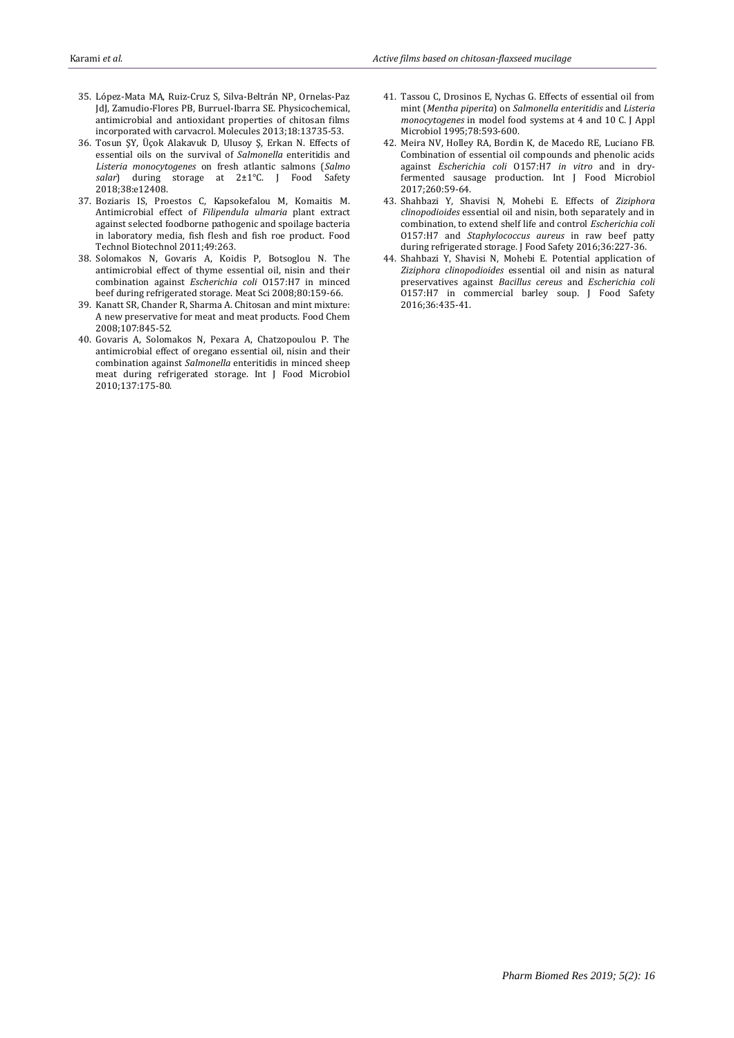35. López-Mata MA, Ruiz-Cruz S, Silva-Beltrán NP, Ornelas-Paz JdJ, Zamudio-Flores PB, Burruel-Ibarra SE. Physicochemical, antimicrobial and antioxidant properties of chitosan films incorporated with carvacrol. Molecules 2013;18:13735-53.
36. Tosun ŞY, Üçok Alakavuk D, Ulusoy Ş, Erkan N. Effects of essential oils on the survival of *Salmonella* enteritidis and *Listeria monocytogenes* on fresh atlantic salmons (*Salmo salar*) during storage at 2±1°C. J Food Safety 2018;38:e12408.
37. Boziaris IS, Proestos C, Kapsokefalou M, Komaitis M. Antimicrobial effect of *Filipendula ulmaria* plant extract against selected foodborne pathogenic and spoilage bacteria in laboratory media, fish flesh and fish roe product. Food Technol Biotechnol 2011;49:263.
38. Solomakos N, Govaris A, Koidis P, Botsoglou N. The antimicrobial effect of thyme essential oil, nisin and their combination against *Escherichia coli* O157:H7 in minced beef during refrigerated storage. Meat Sci 2008;80:159-66.
39. Kanatt SR, Chander R, Sharma A. Chitosan and mint mixture: A new preservative for meat and meat products. Food Chem 2008;107:845-52.
40. Govaris A, Solomakos N, Pexara A, Chatzopoulou P. The antimicrobial effect of oregano essential oil, nisin and their combination against *Salmonella* enteritidis in minced sheep meat during refrigerated storage. Int J Food Microbiol 2010;137:175-80.
41. Tassou C, Drosinos E, Nychas G. Effects of essential oil from mint (*Mentha piperita*) on *Salmonella enteritidis* and *Listeria monocytogenes* in model food systems at 4 and 10 C. J Appl Microbiol 1995;78:593-600.
42. Meira NV, Holley RA, Bordin K, de Macedo RE, Luciano FB. Combination of essential oil compounds and phenolic acids against *Escherichia coli* O157:H7 *in vitro* and in dry-fermented sausage production. Int J Food Microbiol 2017;260:59-64.
43. Shahbazi Y, Shavisi N, Mohebi E. Effects of *Ziziphora clinopodioides* essential oil and nisin, both separately and in combination, to extend shelf life and control *Escherichia coli* O157:H7 and *Staphylococcus aureus* in raw beef patty during refrigerated storage. J Food Safety 2016;36:227-36.
44. Shahbazi Y, Shavisi N, Mohebi E. Potential application of *Ziziphora clinopodioides* essential oil and nisin as natural preservatives against *Bacillus cereus* and *Escherichia coli* O157:H7 in commercial barley soup. J Food Safety 2016;36:435-41.